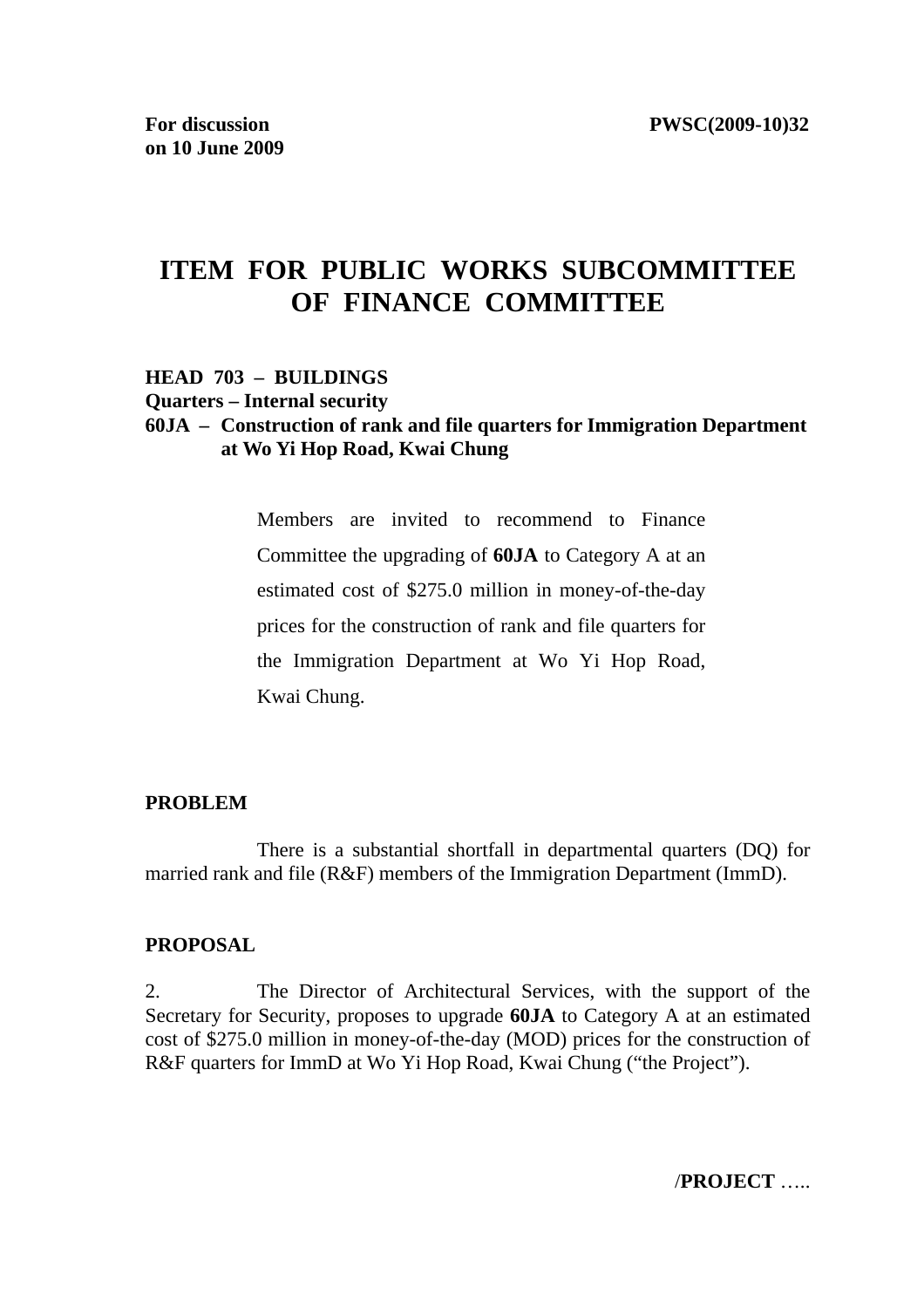**For discussion on 10 June 2009**

**PWSC(2009-10)32**

# ITEM FOR PUBLIC WORKS SUBCOMMITTEE OF FINANCE COMMITTEE

**HEAD 703 – BUILDINGS**
**Quarters – Internal security**
**60JA – Construction of rank and file quarters for Immigration Department at Wo Yi Hop Road, Kwai Chung**

Members are invited to recommend to Finance Committee the upgrading of **60JA** to Category A at an estimated cost of $275.0 million in money-of-the-day prices for the construction of rank and file quarters for the Immigration Department at Wo Yi Hop Road, Kwai Chung.

**PROBLEM**

There is a substantial shortfall in departmental quarters (DQ) for married rank and file (R&F) members of the Immigration Department (ImmD).

**PROPOSAL**

2. The Director of Architectural Services, with the support of the Secretary for Security, proposes to upgrade **60JA** to Category A at an estimated cost of $275.0 million in money-of-the-day (MOD) prices for the construction of R&F quarters for ImmD at Wo Yi Hop Road, Kwai Chung ("the Project").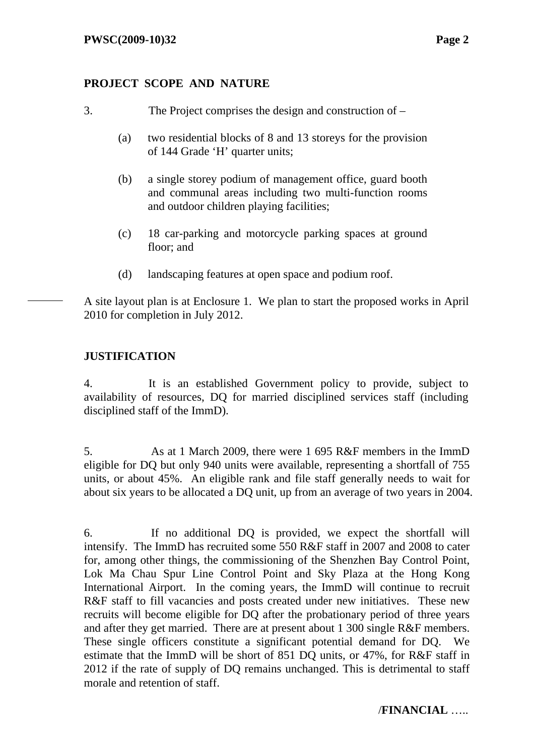## PROJECT SCOPE AND NATURE

3. The Project comprises the design and construction of –

(a) two residential blocks of 8 and 13 storeys for the provision of 144 Grade 'H' quarter units;

(b) a single storey podium of management office, guard booth and communal areas including two multi-function rooms and outdoor children playing facilities;

(c) 18 car-parking and motorcycle parking spaces at ground floor; and

(d) landscaping features at open space and podium roof.

A site layout plan is at Enclosure 1. We plan to start the proposed works in April 2010 for completion in July 2012.

## JUSTIFICATION

4. It is an established Government policy to provide, subject to availability of resources, DQ for married disciplined services staff (including disciplined staff of the ImmD).

5. As at 1 March 2009, there were 1 695 R&F members in the ImmD eligible for DQ but only 940 units were available, representing a shortfall of 755 units, or about 45%. An eligible rank and file staff generally needs to wait for about six years to be allocated a DQ unit, up from an average of two years in 2004.

6. If no additional DQ is provided, we expect the shortfall will intensify. The ImmD has recruited some 550 R&F staff in 2007 and 2008 to cater for, among other things, the commissioning of the Shenzhen Bay Control Point, Lok Ma Chau Spur Line Control Point and Sky Plaza at the Hong Kong International Airport. In the coming years, the ImmD will continue to recruit R&F staff to fill vacancies and posts created under new initiatives. These new recruits will become eligible for DQ after the probationary period of three years and after they get married. There are at present about 1 300 single R&F members. These single officers constitute a significant potential demand for DQ. We estimate that the ImmD will be short of 851 DQ units, or 47%, for R&F staff in 2012 if the rate of supply of DQ remains unchanged. This is detrimental to staff morale and retention of staff.

/**FINANCIAL** …..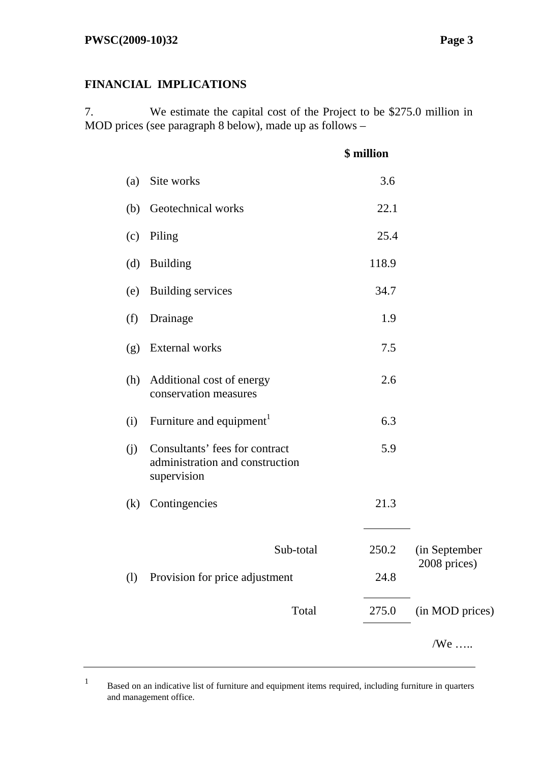## FINANCIAL IMPLICATIONS

7. We estimate the capital cost of the Project to be $275.0 million in MOD prices (see paragraph 8 below), made up as follows –

| | | $ million | |
|---|---|---|---|
| (a) | Site works | 3.6 | |
| (b) | Geotechnical works | 22.1 | |
| (c) | Piling | 25.4 | |
| (d) | Building | 118.9 | |
| (e) | Building services | 34.7 | |
| (f) | Drainage | 1.9 | |
| (g) | External works | 7.5 | |
| (h) | Additional cost of energy conservation measures | 2.6 | |
| (i) | Furniture and equipment[1] | 6.3 | |
| (j) | Consultants' fees for contract administration and construction supervision | 5.9 | |
| (k) | Contingencies | 21.3 | |
| | Sub-total | 250.2 | (in September 2008 prices) |
| (l) | Provision for price adjustment | 24.8 | |
| | Total | 275.0 | (in MOD prices) |

/We …..

---

1 Based on an indicative list of furniture and equipment items required, including furniture in quarters and management office.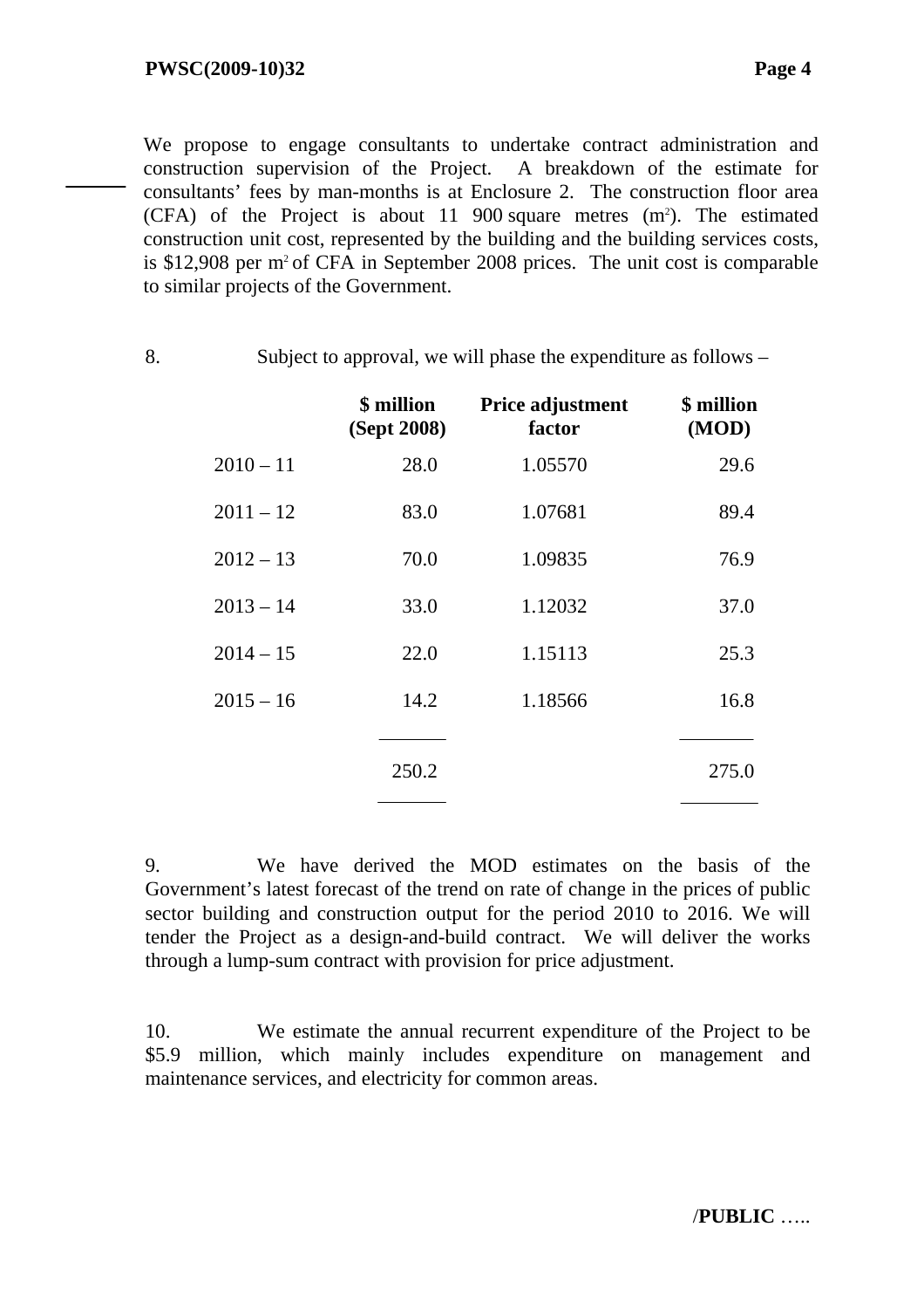We propose to engage consultants to undertake contract administration and construction supervision of the Project. A breakdown of the estimate for consultants' fees by man-months is at Enclosure 2. The construction floor area (CFA) of the Project is about 11 900 square metres ($m^2$). The estimated construction unit cost, represented by the building and the building services costs, is $12,908 per $m^2$ of CFA in September 2008 prices. The unit cost is comparable to similar projects of the Government.

8. Subject to approval, we will phase the expenditure as follows –

| | **$ million (Sept 2008)** | **Price adjustment factor** | **$ million (MOD)** |
|---|---|---|---|
| 2010 – 11 | 28.0 | 1.05570 | 29.6 |
| 2011 – 12 | 83.0 | 1.07681 | 89.4 |
| 2012 – 13 | 70.0 | 1.09835 | 76.9 |
| 2013 – 14 | 33.0 | 1.12032 | 37.0 |
| 2014 – 15 | 22.0 | 1.15113 | 25.3 |
| 2015 – 16 | 14.2 | 1.18566 | 16.8 |
| | 250.2 | | 275.0 |

9. We have derived the MOD estimates on the basis of the Government's latest forecast of the trend on rate of change in the prices of public sector building and construction output for the period 2010 to 2016. We will tender the Project as a design-and-build contract. We will deliver the works through a lump-sum contract with provision for price adjustment.

10. We estimate the annual recurrent expenditure of the Project to be $5.9 million, which mainly includes expenditure on management and maintenance services, and electricity for common areas.

/**PUBLIC** …..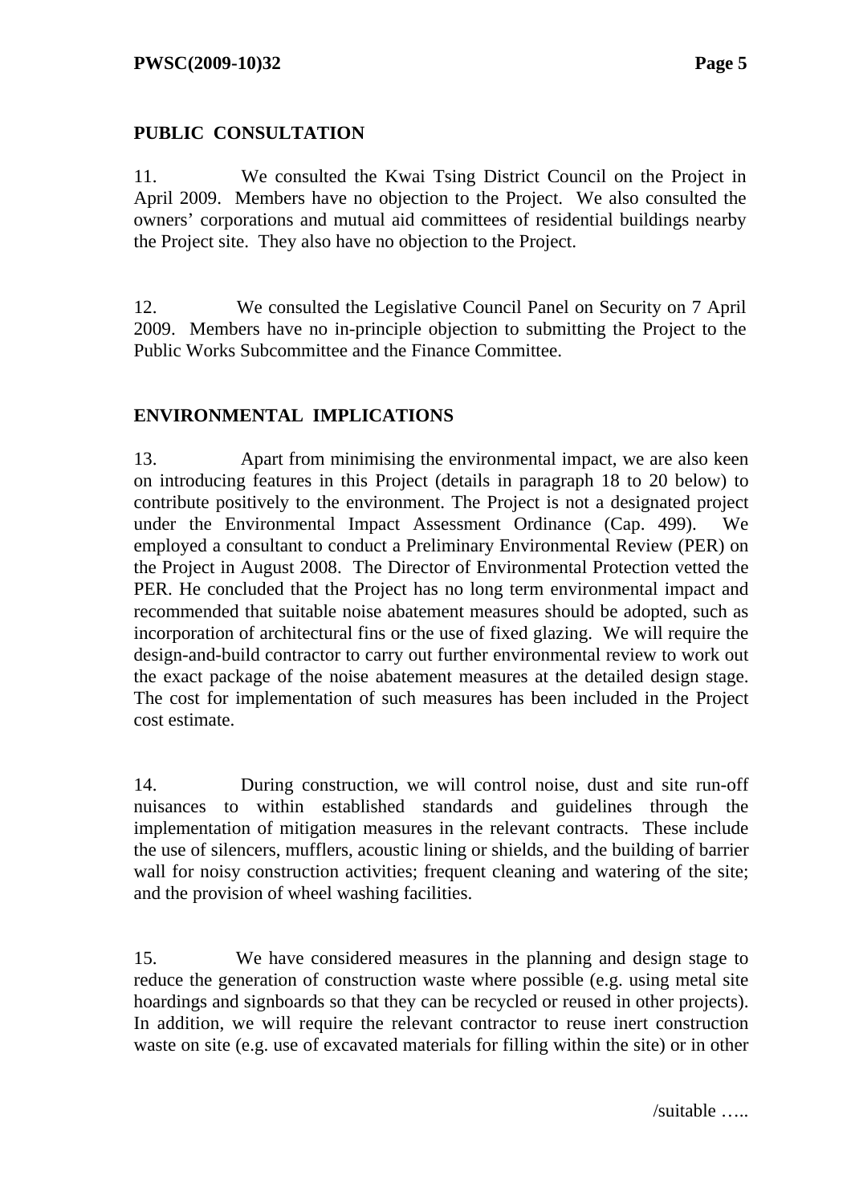## PUBLIC CONSULTATION

11. We consulted the Kwai Tsing District Council on the Project in April 2009. Members have no objection to the Project. We also consulted the owners' corporations and mutual aid committees of residential buildings nearby the Project site. They also have no objection to the Project.

12. We consulted the Legislative Council Panel on Security on 7 April 2009. Members have no in-principle objection to submitting the Project to the Public Works Subcommittee and the Finance Committee.

## ENVIRONMENTAL IMPLICATIONS

13. Apart from minimising the environmental impact, we are also keen on introducing features in this Project (details in paragraph 18 to 20 below) to contribute positively to the environment. The Project is not a designated project under the Environmental Impact Assessment Ordinance (Cap. 499). We employed a consultant to conduct a Preliminary Environmental Review (PER) on the Project in August 2008. The Director of Environmental Protection vetted the PER. He concluded that the Project has no long term environmental impact and recommended that suitable noise abatement measures should be adopted, such as incorporation of architectural fins or the use of fixed glazing. We will require the design-and-build contractor to carry out further environmental review to work out the exact package of the noise abatement measures at the detailed design stage. The cost for implementation of such measures has been included in the Project cost estimate.

14. During construction, we will control noise, dust and site run-off nuisances to within established standards and guidelines through the implementation of mitigation measures in the relevant contracts. These include the use of silencers, mufflers, acoustic lining or shields, and the building of barrier wall for noisy construction activities; frequent cleaning and watering of the site; and the provision of wheel washing facilities.

15. We have considered measures in the planning and design stage to reduce the generation of construction waste where possible (e.g. using metal site hoardings and signboards so that they can be recycled or reused in other projects). In addition, we will require the relevant contractor to reuse inert construction waste on site (e.g. use of excavated materials for filling within the site) or in other

/suitable …..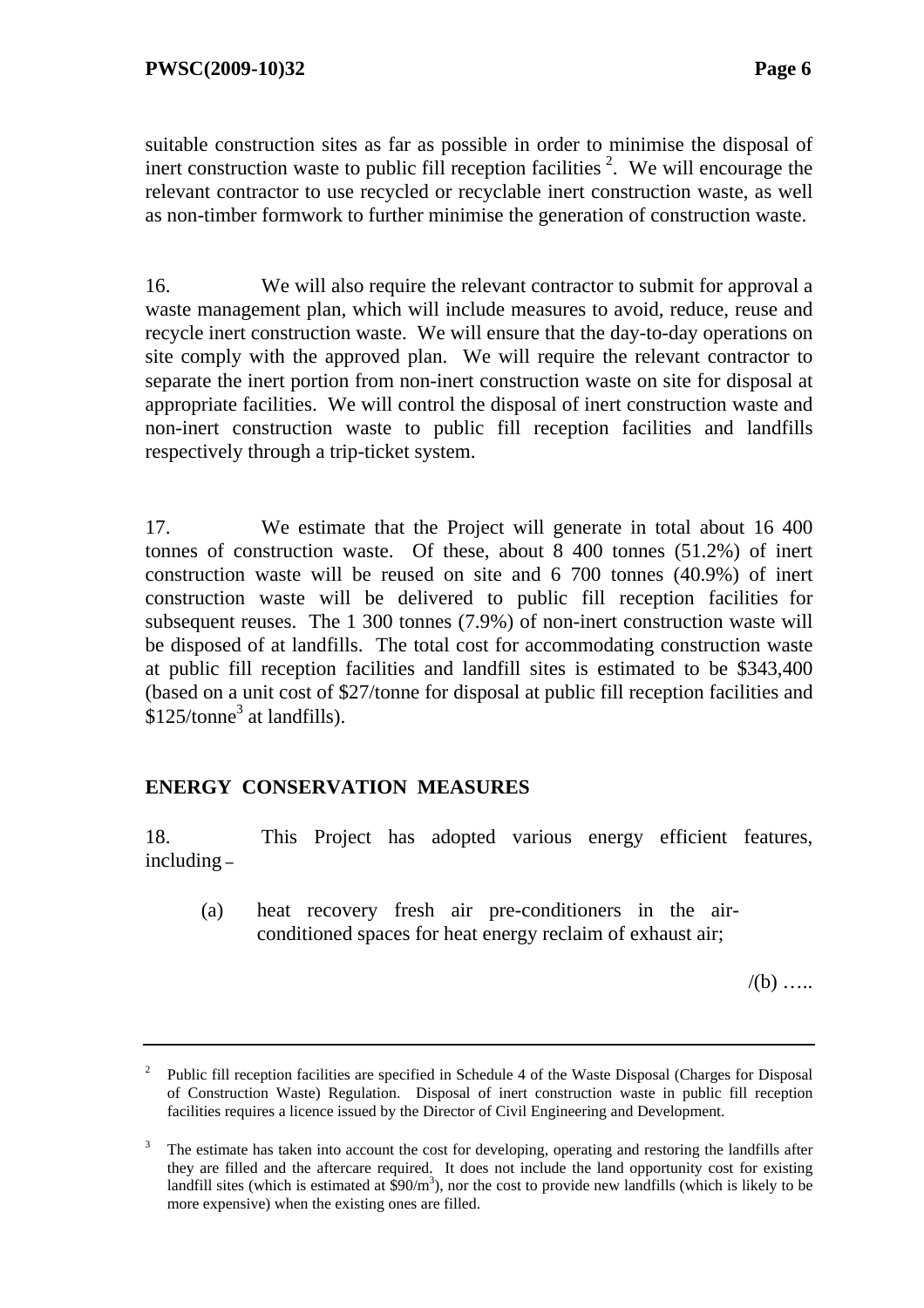suitable construction sites as far as possible in order to minimise the disposal of inert construction waste to public fill reception facilities [2]. We will encourage the relevant contractor to use recycled or recyclable inert construction waste, as well as non-timber formwork to further minimise the generation of construction waste.

16. We will also require the relevant contractor to submit for approval a waste management plan, which will include measures to avoid, reduce, reuse and recycle inert construction waste. We will ensure that the day-to-day operations on site comply with the approved plan. We will require the relevant contractor to separate the inert portion from non-inert construction waste on site for disposal at appropriate facilities. We will control the disposal of inert construction waste and non-inert construction waste to public fill reception facilities and landfills respectively through a trip-ticket system.

17. We estimate that the Project will generate in total about 16 400 tonnes of construction waste. Of these, about 8 400 tonnes (51.2%) of inert construction waste will be reused on site and 6 700 tonnes (40.9%) of inert construction waste will be delivered to public fill reception facilities for subsequent reuses. The 1 300 tonnes (7.9%) of non-inert construction waste will be disposed of at landfills. The total cost for accommodating construction waste at public fill reception facilities and landfill sites is estimated to be $343,400 (based on a unit cost of $27/tonne for disposal at public fill reception facilities and $125/tonne[3] at landfills).

## ENERGY CONSERVATION MEASURES

18. This Project has adopted various energy efficient features, including –

(a) heat recovery fresh air pre-conditioners in the air-conditioned spaces for heat energy reclaim of exhaust air;

/(b) …..

---

[2] Public fill reception facilities are specified in Schedule 4 of the Waste Disposal (Charges for Disposal of Construction Waste) Regulation. Disposal of inert construction waste in public fill reception facilities requires a licence issued by the Director of Civil Engineering and Development.

[3] The estimate has taken into account the cost for developing, operating and restoring the landfills after they are filled and the aftercare required. It does not include the land opportunity cost for existing landfill sites (which is estimated at $90/m$^3$), nor the cost to provide new landfills (which is likely to be more expensive) when the existing ones are filled.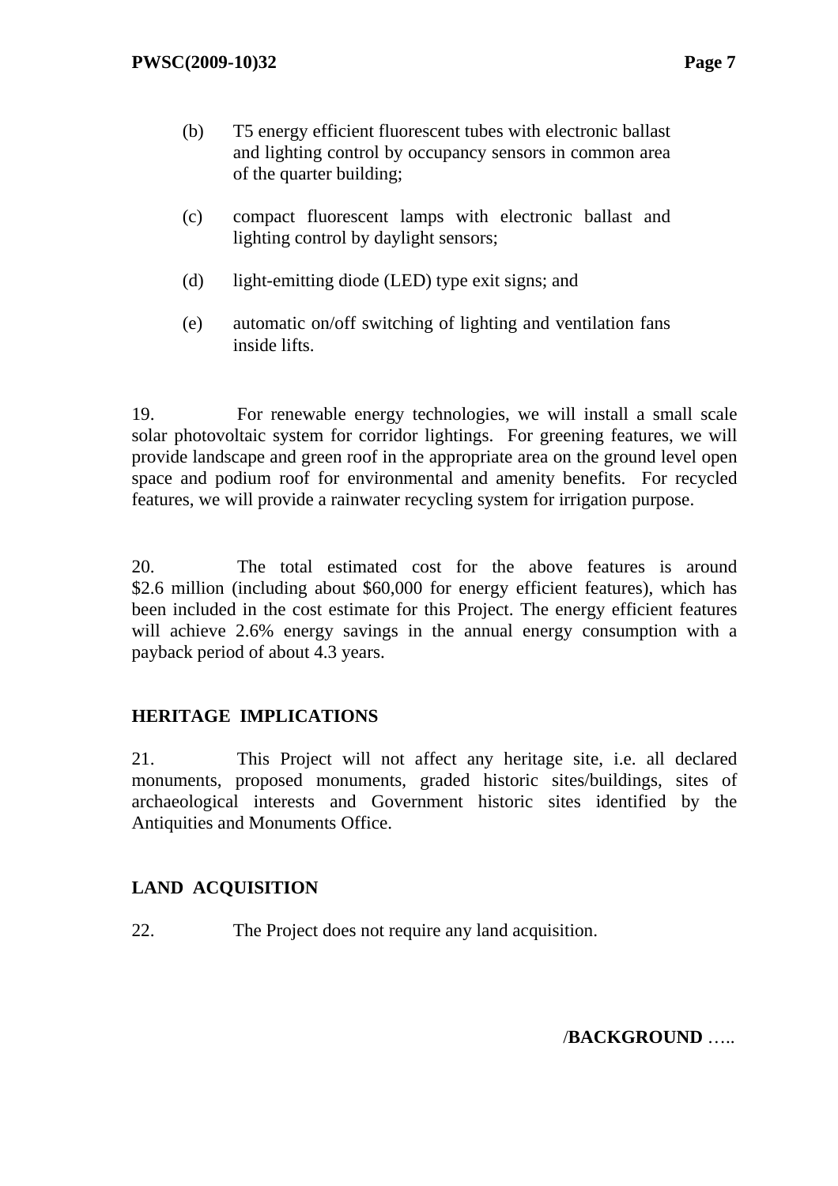(b) T5 energy efficient fluorescent tubes with electronic ballast and lighting control by occupancy sensors in common area of the quarter building;

(c) compact fluorescent lamps with electronic ballast and lighting control by daylight sensors;

(d) light-emitting diode (LED) type exit signs; and

(e) automatic on/off switching of lighting and ventilation fans inside lifts.

19. For renewable energy technologies, we will install a small scale solar photovoltaic system for corridor lightings. For greening features, we will provide landscape and green roof in the appropriate area on the ground level open space and podium roof for environmental and amenity benefits. For recycled features, we will provide a rainwater recycling system for irrigation purpose.

20. The total estimated cost for the above features is around $2.6 million (including about $60,000 for energy efficient features), which has been included in the cost estimate for this Project. The energy efficient features will achieve 2.6% energy savings in the annual energy consumption with a payback period of about 4.3 years.

## HERITAGE IMPLICATIONS

21. This Project will not affect any heritage site, i.e. all declared monuments, proposed monuments, graded historic sites/buildings, sites of archaeological interests and Government historic sites identified by the Antiquities and Monuments Office.

## LAND ACQUISITION

22. The Project does not require any land acquisition.

/**BACKGROUND** …..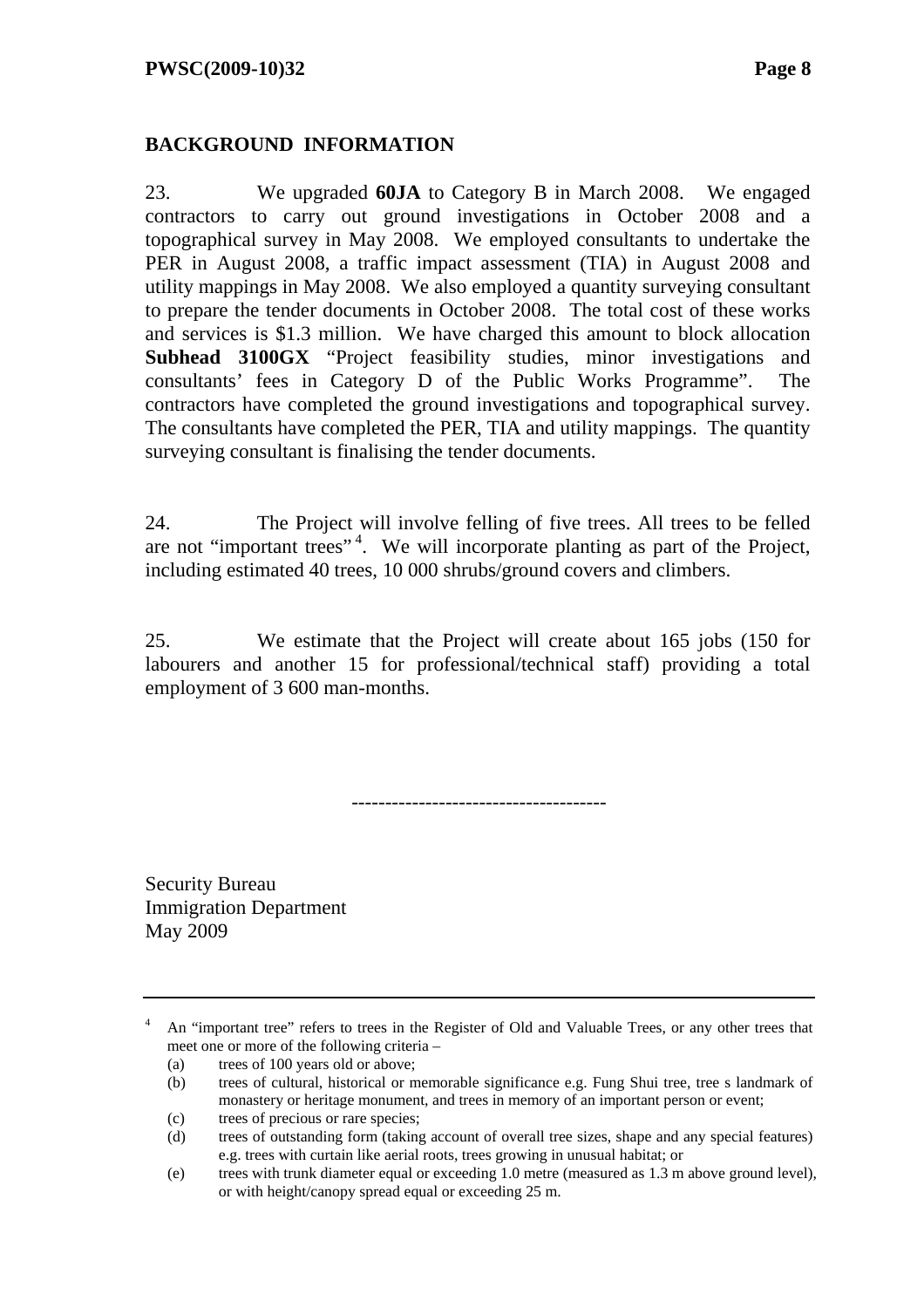## BACKGROUND INFORMATION

23. We upgraded **60JA** to Category B in March 2008. We engaged contractors to carry out ground investigations in October 2008 and a topographical survey in May 2008. We employed consultants to undertake the PER in August 2008, a traffic impact assessment (TIA) in August 2008 and utility mappings in May 2008. We also employed a quantity surveying consultant to prepare the tender documents in October 2008. The total cost of these works and services is $1.3 million. We have charged this amount to block allocation **Subhead 3100GX** "Project feasibility studies, minor investigations and consultants' fees in Category D of the Public Works Programme". The contractors have completed the ground investigations and topographical survey. The consultants have completed the PER, TIA and utility mappings. The quantity surveying consultant is finalising the tender documents.

24. The Project will involve felling of five trees. All trees to be felled are not "important trees"[4]. We will incorporate planting as part of the Project, including estimated 40 trees, 10 000 shrubs/ground covers and climbers.

25. We estimate that the Project will create about 165 jobs (150 for labourers and another 15 for professional/technical staff) providing a total employment of 3 600 man-months.

-------------------------------------

Security Bureau
Immigration Department
May 2009

---

[4] An "important tree" refers to trees in the Register of Old and Valuable Trees, or any other trees that meet one or more of the following criteria –

(a) trees of 100 years old or above;
(b) trees of cultural, historical or memorable significance e.g. Fung Shui tree, tree s landmark of monastery or heritage monument, and trees in memory of an important person or event;
(c) trees of precious or rare species;
(d) trees of outstanding form (taking account of overall tree sizes, shape and any special features) e.g. trees with curtain like aerial roots, trees growing in unusual habitat; or
(e) trees with trunk diameter equal or exceeding 1.0 metre (measured as 1.3 m above ground level), or with height/canopy spread equal or exceeding 25 m.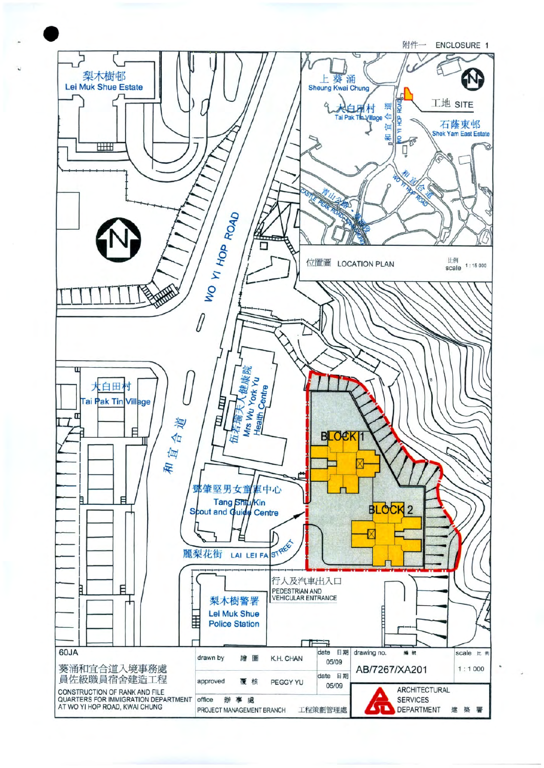附件一 ENCLOSURE 1

梨木樹邨 Lei Muk Shue Estate

WO YI HOP ROAD

和宜合道

大白田村 Tai Pak Tin Village

伍若瑜夫人健康院 Mrs Wu York Yu Health Centre

鄧肇堅男女童軍中心 Tang Shiu Kin Scout and Guide Centre

麗梨花街 LAI LEI FA STREET

BLOCK 1

BLOCK 2

行人及汽車出入口 PEDESTRIAN AND VEHICULAR ENTRANCE

梨木樹警署 Lei Muk Shue Police Station

上葵涌 Sheung Kwai Chung

大白田村 Tai Pak Tin Village

和宜合道 WO YI HOP ROAD

工地 SITE

石蔭東邨 Shek Yam East Estate

青山公路－葵涌段 CASTLE PEAK ROAD-KWAI CHUNG

位置圖 LOCATION PLAN

比例 scale 1 : 15 000

| 60JA | drawn by 繪圖 K.H. CHAN | date 日期 05/09 | drawing no. 編號 AB/7267/XA201 | scale 比例 1 : 1 000 |
|---|---|---|---|---|
| 葵涌和宜合道入境事務處員佐級職員宿舍建造工程 CONSTRUCTION OF RANK AND FILE QUARTERS FOR IMMIGRATION DEPARTMENT AT WO YI HOP ROAD, KWAI CHUNG | approved 覆核 PEGGY YU | date 日期 05/09 | ARCHITECTURAL SERVICES DEPARTMENT 建築署 | |
| | office 辦事處 PROJECT MANAGEMENT BRANCH 工程策劃管理處 | | | |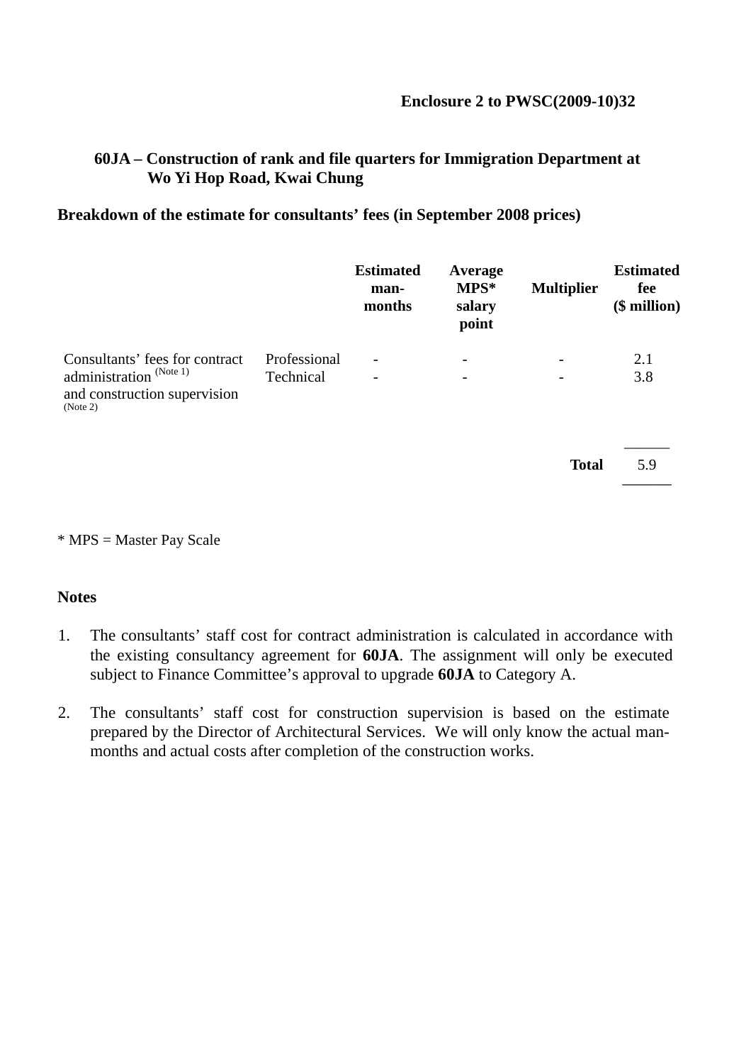**Enclosure 2 to PWSC(2009-10)32**

**60JA – Construction of rank and file quarters for Immigration Department at Wo Yi Hop Road, Kwai Chung**

**Breakdown of the estimate for consultants' fees (in September 2008 prices)**

| | | Estimated man-months | Average MPS* salary point | Multiplier | Estimated fee ($ million) |
|---|---|---|---|---|---|
| Consultants' fees for contract administration (Note 1) and construction supervision (Note 2) | Professional | - | - | - | 2.1 |
| | Technical | - | - | - | 3.8 |
| | | | | **Total** | 5.9 |

\* MPS = Master Pay Scale

**Notes**

1. The consultants' staff cost for contract administration is calculated in accordance with the existing consultancy agreement for **60JA**. The assignment will only be executed subject to Finance Committee's approval to upgrade **60JA** to Category A.

2. The consultants' staff cost for construction supervision is based on the estimate prepared by the Director of Architectural Services. We will only know the actual man-months and actual costs after completion of the construction works.